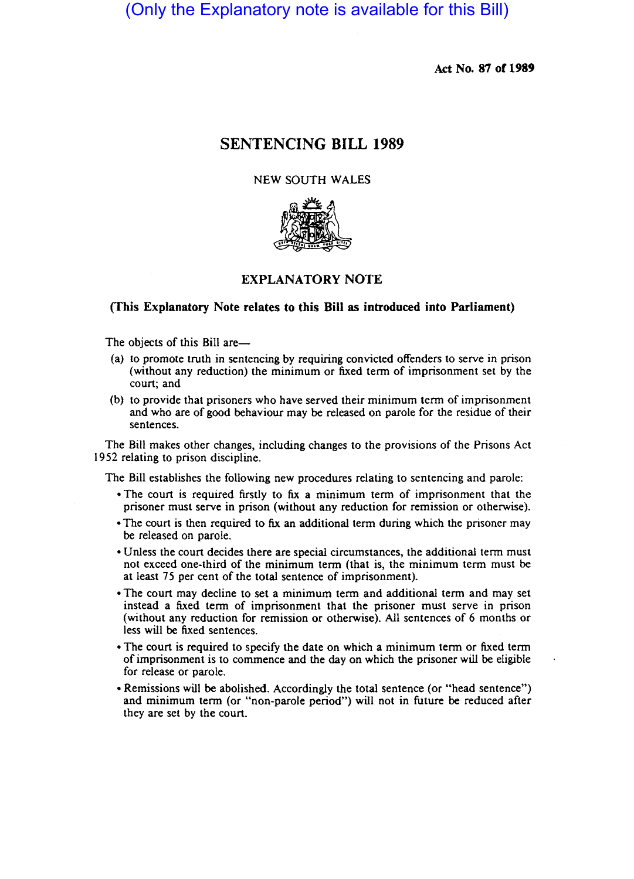(Only the Explanatory note is available for this Bill)

**Act No. 87 of 1989**

# SENTENCING BILL 1989

NEW SOUTH WALES

## EXPLANATORY NOTE

**(This Explanatory Note relates to this Bill as introduced into Parliament)**

The objects of this Bill are—

(a) to promote truth in sentencing by requiring convicted offenders to serve in prison (without any reduction) the minimum or fixed term of imprisonment set by the court; and

(b) to provide that prisoners who have served their minimum term of imprisonment and who are of good behaviour may be released on parole for the residue of their sentences.

The Bill makes other changes, including changes to the provisions of the Prisons Act 1952 relating to prison discipline.

The Bill establishes the following new procedures relating to sentencing and parole:

- The court is required firstly to fix a minimum term of imprisonment that the prisoner must serve in prison (without any reduction for remission or otherwise).
- The court is then required to fix an additional term during which the prisoner may be released on parole.
- Unless the court decides there are special circumstances, the additional term must not exceed one-third of the minimum term (that is, the minimum term must be at least 75 per cent of the total sentence of imprisonment).
- The court may decline to set a minimum term and additional term and may set instead a fixed term of imprisonment that the prisoner must serve in prison (without any reduction for remission or otherwise). All sentences of 6 months or less will be fixed sentences.
- The court is required to specify the date on which a minimum term or fixed term of imprisonment is to commence and the day on which the prisoner will be eligible for release or parole.
- Remissions will be abolished. Accordingly the total sentence (or "head sentence") and minimum term (or "non-parole period") will not in future be reduced after they are set by the court.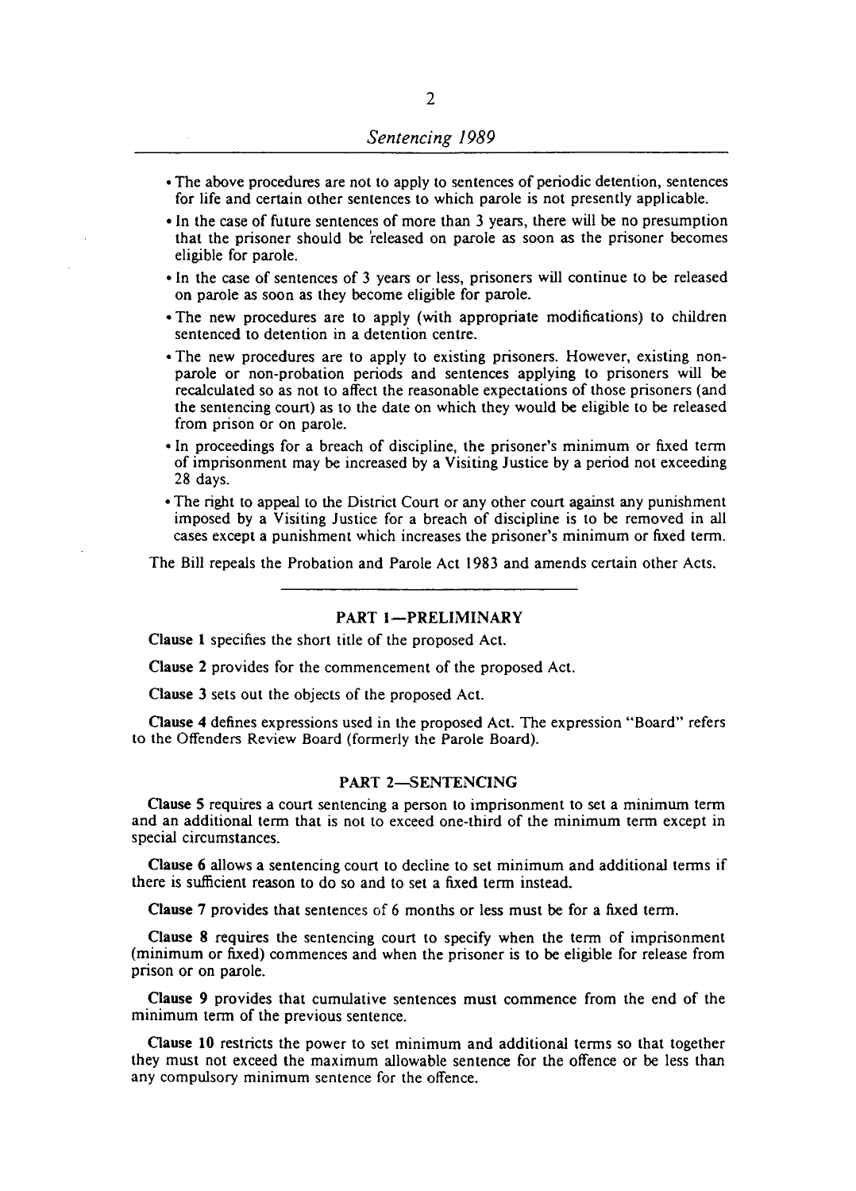- The above procedures are not to apply to sentences of periodic detention, sentences for life and certain other sentences to which parole is not presently applicable.
- In the case of future sentences of more than 3 years, there will be no presumption that the prisoner should be released on parole as soon as the prisoner becomes eligible for parole.
- In the case of sentences of 3 years or less, prisoners will continue to be released on parole as soon as they become eligible for parole.
- The new procedures are to apply (with appropriate modifications) to children sentenced to detention in a detention centre.
- The new procedures are to apply to existing prisoners. However, existing non-parole or non-probation periods and sentences applying to prisoners will be recalculated so as not to affect the reasonable expectations of those prisoners (and the sentencing court) as to the date on which they would be eligible to be released from prison or on parole.
- In proceedings for a breach of discipline, the prisoner's minimum or fixed term of imprisonment may be increased by a Visiting Justice by a period not exceeding 28 days.
- The right to appeal to the District Court or any other court against any punishment imposed by a Visiting Justice for a breach of discipline is to be removed in all cases except a punishment which increases the prisoner's minimum or fixed term.

The Bill repeals the Probation and Parole Act 1983 and amends certain other Acts.

---

## PART 1—PRELIMINARY

**Clause 1** specifies the short title of the proposed Act.

**Clause 2** provides for the commencement of the proposed Act.

**Clause 3** sets out the objects of the proposed Act.

**Clause 4** defines expressions used in the proposed Act. The expression "Board" refers to the Offenders Review Board (formerly the Parole Board).

## PART 2—SENTENCING

**Clause 5** requires a court sentencing a person to imprisonment to set a minimum term and an additional term that is not to exceed one-third of the minimum term except in special circumstances.

**Clause 6** allows a sentencing court to decline to set minimum and additional terms if there is sufficient reason to do so and to set a fixed term instead.

**Clause 7** provides that sentences of 6 months or less must be for a fixed term.

**Clause 8** requires the sentencing court to specify when the term of imprisonment (minimum or fixed) commences and when the prisoner is to be eligible for release from prison or on parole.

**Clause 9** provides that cumulative sentences must commence from the end of the minimum term of the previous sentence.

**Clause 10** restricts the power to set minimum and additional terms so that together they must not exceed the maximum allowable sentence for the offence or be less than any compulsory minimum sentence for the offence.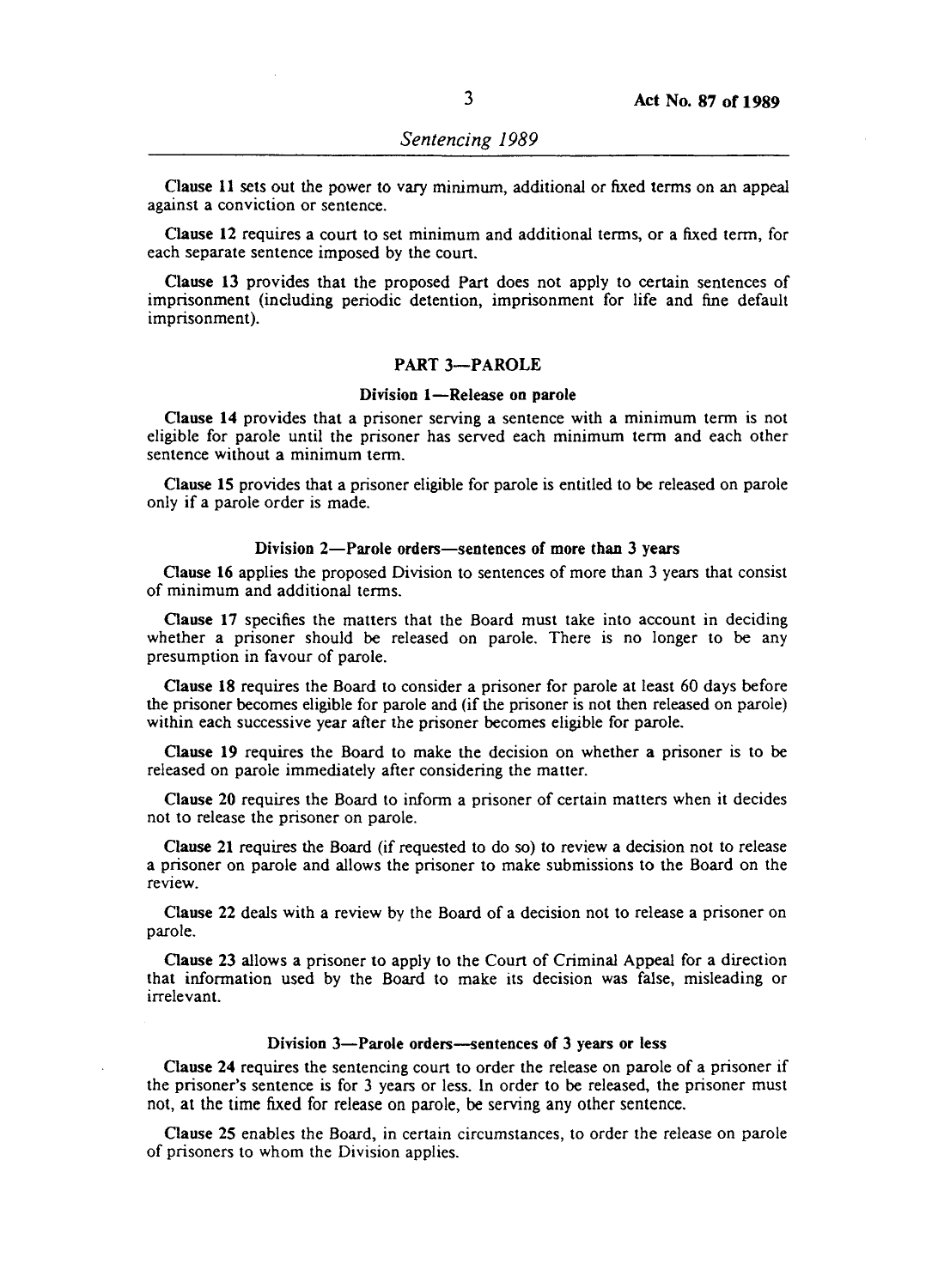Clause 11 sets out the power to vary minimum, additional or fixed terms on an appeal against a conviction or sentence.

Clause 12 requires a court to set minimum and additional terms, or a fixed term, for each separate sentence imposed by the court.

Clause 13 provides that the proposed Part does not apply to certain sentences of imprisonment (including periodic detention, imprisonment for life and fine default imprisonment).

## PART 3—PAROLE

### Division 1—Release on parole

Clause 14 provides that a prisoner serving a sentence with a minimum term is not eligible for parole until the prisoner has served each minimum term and each other sentence without a minimum term.

Clause 15 provides that a prisoner eligible for parole is entitled to be released on parole only if a parole order is made.

### Division 2—Parole orders—sentences of more than 3 years

Clause 16 applies the proposed Division to sentences of more than 3 years that consist of minimum and additional terms.

Clause 17 specifies the matters that the Board must take into account in deciding whether a prisoner should be released on parole. There is no longer to be any presumption in favour of parole.

Clause 18 requires the Board to consider a prisoner for parole at least 60 days before the prisoner becomes eligible for parole and (if the prisoner is not then released on parole) within each successive year after the prisoner becomes eligible for parole.

Clause 19 requires the Board to make the decision on whether a prisoner is to be released on parole immediately after considering the matter.

Clause 20 requires the Board to inform a prisoner of certain matters when it decides not to release the prisoner on parole.

Clause 21 requires the Board (if requested to do so) to review a decision not to release a prisoner on parole and allows the prisoner to make submissions to the Board on the review.

Clause 22 deals with a review by the Board of a decision not to release a prisoner on parole.

Clause 23 allows a prisoner to apply to the Court of Criminal Appeal for a direction that information used by the Board to make its decision was false, misleading or irrelevant.

### Division 3—Parole orders—sentences of 3 years or less

Clause 24 requires the sentencing court to order the release on parole of a prisoner if the prisoner's sentence is for 3 years or less. In order to be released, the prisoner must not, at the time fixed for release on parole, be serving any other sentence.

Clause 25 enables the Board, in certain circumstances, to order the release on parole of prisoners to whom the Division applies.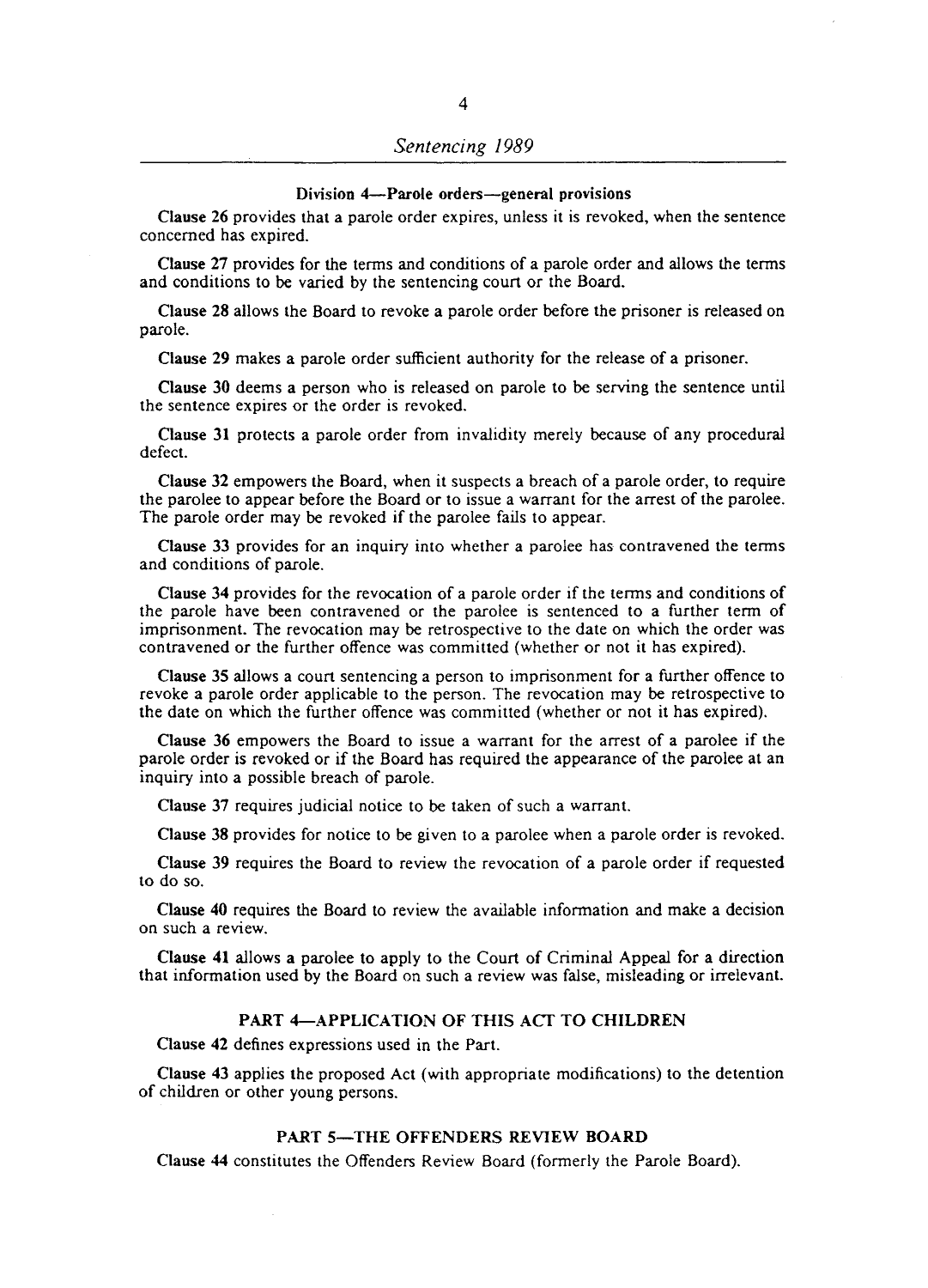### Division 4—Parole orders—general provisions

**Clause 26** provides that a parole order expires, unless it is revoked, when the sentence concerned has expired.

**Clause 27** provides for the terms and conditions of a parole order and allows the terms and conditions to be varied by the sentencing court or the Board.

**Clause 28** allows the Board to revoke a parole order before the prisoner is released on parole.

**Clause 29** makes a parole order sufficient authority for the release of a prisoner.

**Clause 30** deems a person who is released on parole to be serving the sentence until the sentence expires or the order is revoked.

**Clause 31** protects a parole order from invalidity merely because of any procedural defect.

**Clause 32** empowers the Board, when it suspects a breach of a parole order, to require the parolee to appear before the Board or to issue a warrant for the arrest of the parolee. The parole order may be revoked if the parolee fails to appear.

**Clause 33** provides for an inquiry into whether a parolee has contravened the terms and conditions of parole.

**Clause 34** provides for the revocation of a parole order if the terms and conditions of the parole have been contravened or the parolee is sentenced to a further term of imprisonment. The revocation may be retrospective to the date on which the order was contravened or the further offence was committed (whether or not it has expired).

**Clause 35** allows a court sentencing a person to imprisonment for a further offence to revoke a parole order applicable to the person. The revocation may be retrospective to the date on which the further offence was committed (whether or not it has expired).

**Clause 36** empowers the Board to issue a warrant for the arrest of a parolee if the parole order is revoked or if the Board has required the appearance of the parolee at an inquiry into a possible breach of parole.

**Clause 37** requires judicial notice to be taken of such a warrant.

**Clause 38** provides for notice to be given to a parolee when a parole order is revoked.

**Clause 39** requires the Board to review the revocation of a parole order if requested to do so.

**Clause 40** requires the Board to review the available information and make a decision on such a review.

**Clause 41** allows a parolee to apply to the Court of Criminal Appeal for a direction that information used by the Board on such a review was false, misleading or irrelevant.

## PART 4—APPLICATION OF THIS ACT TO CHILDREN

**Clause 42** defines expressions used in the Part.

**Clause 43** applies the proposed Act (with appropriate modifications) to the detention of children or other young persons.

## PART 5—THE OFFENDERS REVIEW BOARD

**Clause 44** constitutes the Offenders Review Board (formerly the Parole Board).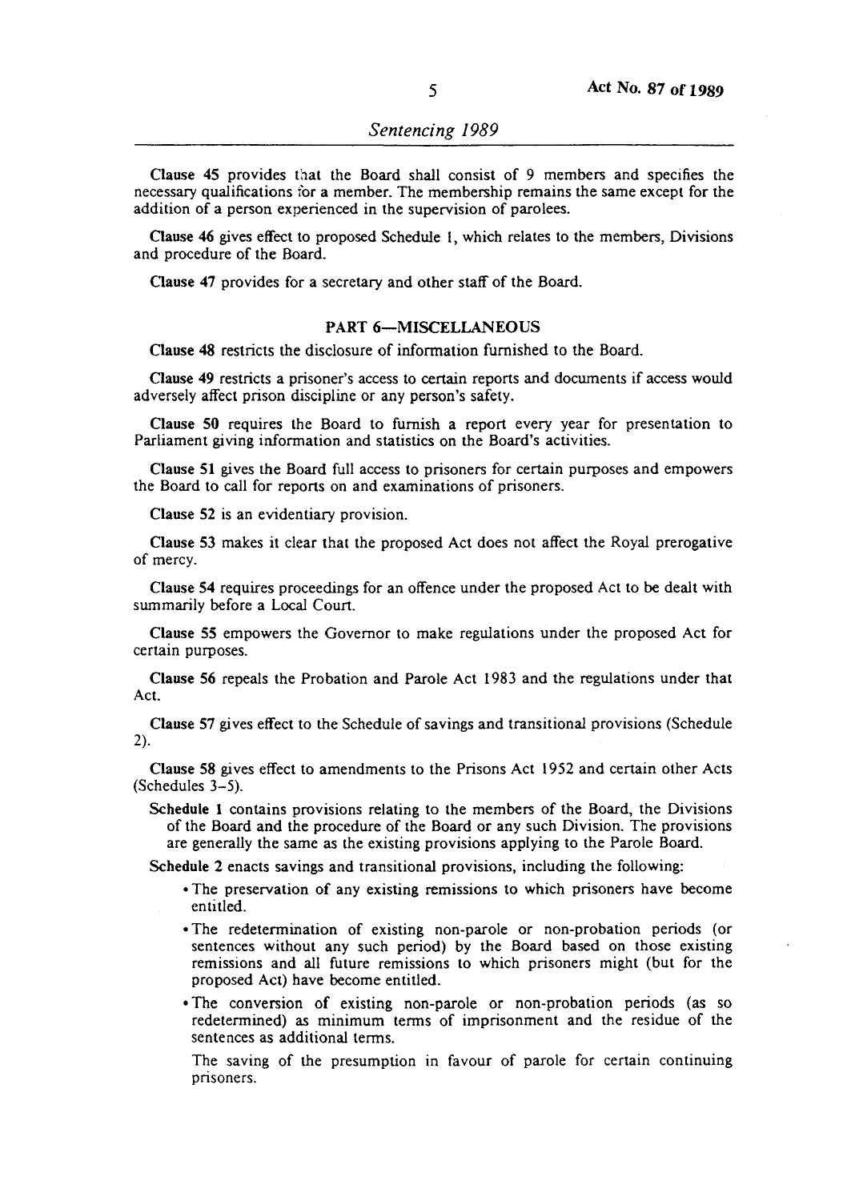**Clause 45** provides that the Board shall consist of 9 members and specifies the necessary qualifications for a member. The membership remains the same except for the addition of a person experienced in the supervision of parolees.

**Clause 46** gives effect to proposed Schedule 1, which relates to the members, Divisions and procedure of the Board.

**Clause 47** provides for a secretary and other staff of the Board.

## PART 6—MISCELLANEOUS

**Clause 48** restricts the disclosure of information furnished to the Board.

**Clause 49** restricts a prisoner's access to certain reports and documents if access would adversely affect prison discipline or any person's safety.

**Clause 50** requires the Board to furnish a report every year for presentation to Parliament giving information and statistics on the Board's activities.

**Clause 51** gives the Board full access to prisoners for certain purposes and empowers the Board to call for reports on and examinations of prisoners.

**Clause 52** is an evidentiary provision.

**Clause 53** makes it clear that the proposed Act does not affect the Royal prerogative of mercy.

**Clause 54** requires proceedings for an offence under the proposed Act to be dealt with summarily before a Local Court.

**Clause 55** empowers the Governor to make regulations under the proposed Act for certain purposes.

**Clause 56** repeals the Probation and Parole Act 1983 and the regulations under that Act.

**Clause 57** gives effect to the Schedule of savings and transitional provisions (Schedule 2).

**Clause 58** gives effect to amendments to the Prisons Act 1952 and certain other Acts (Schedules 3–5).

**Schedule 1** contains provisions relating to the members of the Board, the Divisions of the Board and the procedure of the Board or any such Division. The provisions are generally the same as the existing provisions applying to the Parole Board.

**Schedule 2** enacts savings and transitional provisions, including the following:

- The preservation of any existing remissions to which prisoners have become entitled.
- The redetermination of existing non-parole or non-probation periods (or sentences without any such period) by the Board based on those existing remissions and all future remissions to which prisoners might (but for the proposed Act) have become entitled.
- The conversion of existing non-parole or non-probation periods (as so redetermined) as minimum terms of imprisonment and the residue of the sentences as additional terms.

The saving of the presumption in favour of parole for certain continuing prisoners.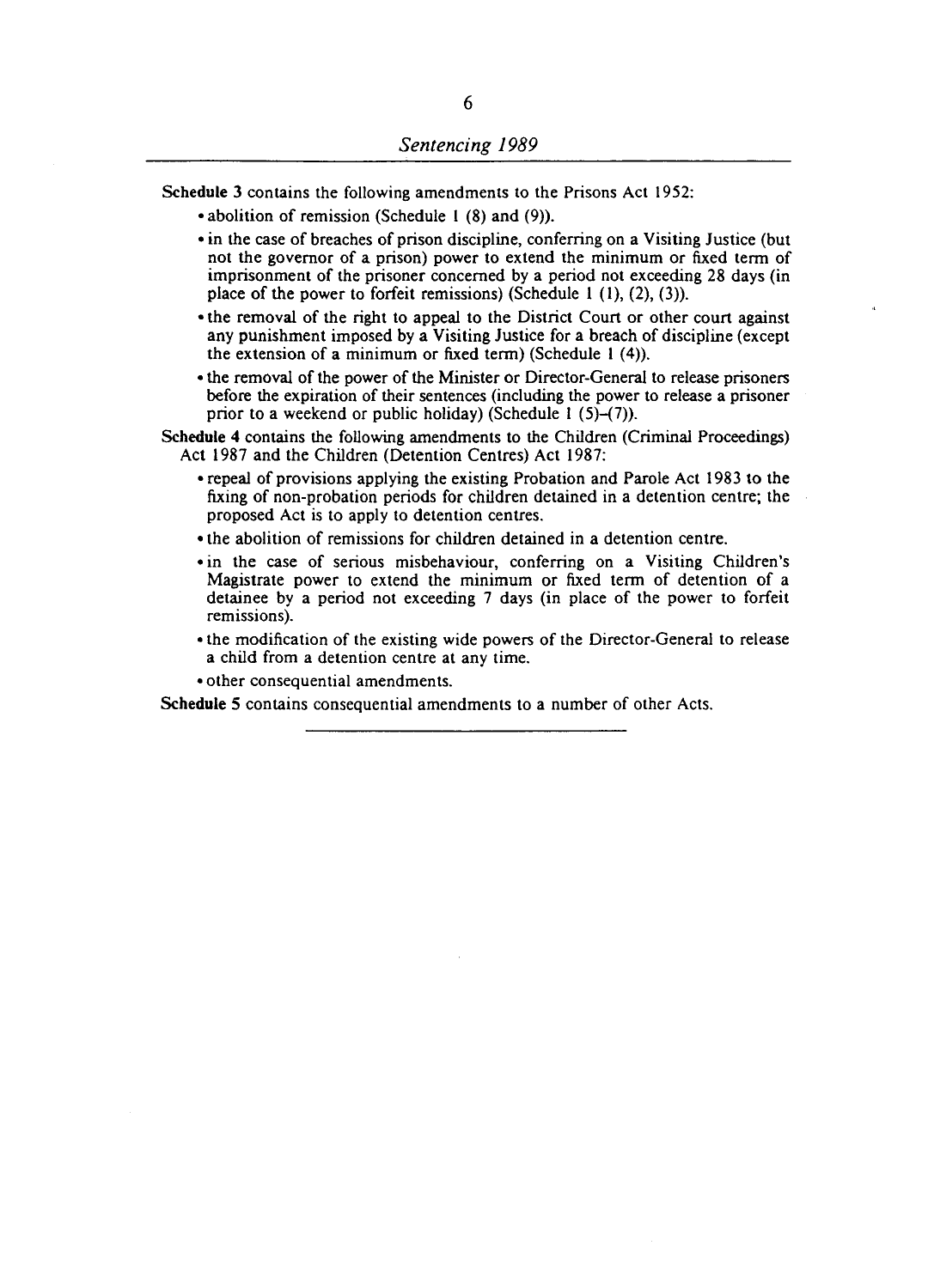**Schedule 3** contains the following amendments to the Prisons Act 1952:

- abolition of remission (Schedule 1 (8) and (9)).
- in the case of breaches of prison discipline, conferring on a Visiting Justice (but not the governor of a prison) power to extend the minimum or fixed term of imprisonment of the prisoner concerned by a period not exceeding 28 days (in place of the power to forfeit remissions) (Schedule 1 (1), (2), (3)).
- the removal of the right to appeal to the District Court or other court against any punishment imposed by a Visiting Justice for a breach of discipline (except the extension of a minimum or fixed term) (Schedule 1 (4)).
- the removal of the power of the Minister or Director-General to release prisoners before the expiration of their sentences (including the power to release a prisoner prior to a weekend or public holiday) (Schedule 1 (5)–(7)).

**Schedule 4** contains the following amendments to the Children (Criminal Proceedings) Act 1987 and the Children (Detention Centres) Act 1987:

- repeal of provisions applying the existing Probation and Parole Act 1983 to the fixing of non-probation periods for children detained in a detention centre; the proposed Act is to apply to detention centres.
- the abolition of remissions for children detained in a detention centre.
- in the case of serious misbehaviour, conferring on a Visiting Children's Magistrate power to extend the minimum or fixed term of detention of a detainee by a period not exceeding 7 days (in place of the power to forfeit remissions).
- the modification of the existing wide powers of the Director-General to release a child from a detention centre at any time.
- other consequential amendments.

**Schedule 5** contains consequential amendments to a number of other Acts.